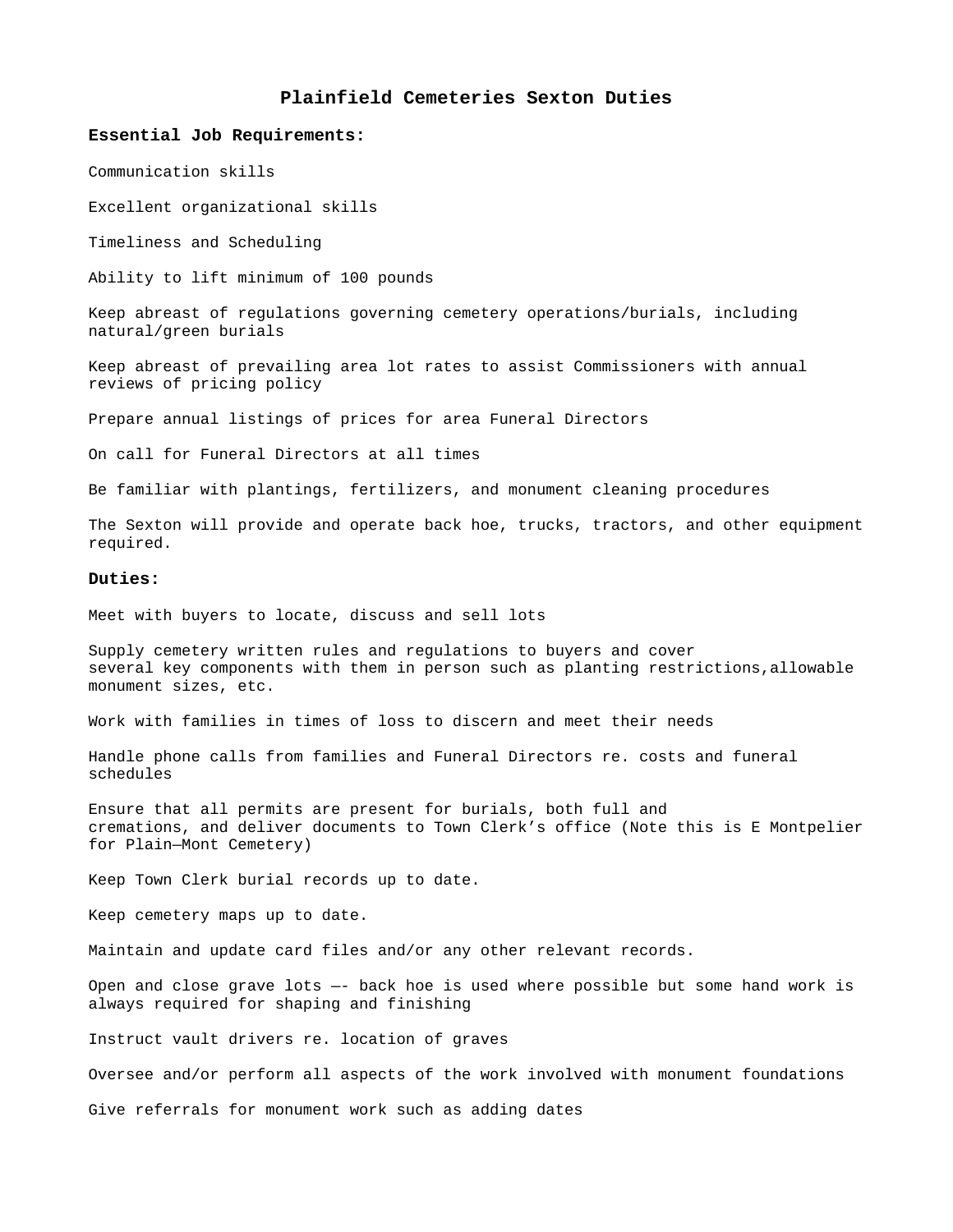# Plainfield Cemeteries Sexton Duties

**Essential Job Requirements:**

Communication skills

Excellent organizational skills

Timeliness and Scheduling

Ability to lift minimum of 100 pounds

Keep abreast of regulations governing cemetery operations/burials, including natural/green burials

Keep abreast of prevailing area lot rates to assist Commissioners with annual reviews of pricing policy

Prepare annual listings of prices for area Funeral Directors

On call for Funeral Directors at all times

Be familiar with plantings, fertilizers, and monument cleaning procedures

The Sexton will provide and operate back hoe, trucks, tractors, and other equipment required.

**Duties:**

Meet with buyers to locate, discuss and sell lots

Supply cemetery written rules and regulations to buyers and cover several key components with them in person such as planting restrictions,allowable monument sizes, etc.

Work with families in times of loss to discern and meet their needs

Handle phone calls from families and Funeral Directors re. costs and funeral schedules

Ensure that all permits are present for burials, both full and cremations, and deliver documents to Town Clerk's office (Note this is E Montpelier for Plain—Mont Cemetery)

Keep Town Clerk burial records up to date.

Keep cemetery maps up to date.

Maintain and update card files and/or any other relevant records.

Open and close grave lots —- back hoe is used where possible but some hand work is always required for shaping and finishing

Instruct vault drivers re. location of graves

Oversee and/or perform all aspects of the work involved with monument foundations

Give referrals for monument work such as adding dates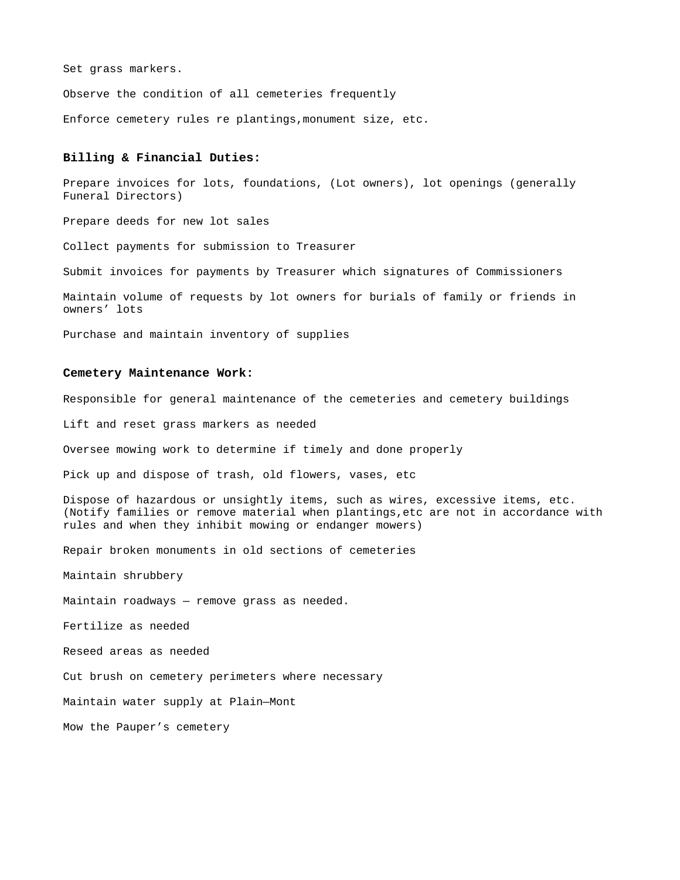Set grass markers.

Observe the condition of all cemeteries frequently

Enforce cemetery rules re plantings,monument size, etc.

**Billing & Financial Duties:**

Prepare invoices for lots, foundations, (Lot owners), lot openings (generally Funeral Directors)

Prepare deeds for new lot sales

Collect payments for submission to Treasurer

Submit invoices for payments by Treasurer which signatures of Commissioners

Maintain volume of requests by lot owners for burials of family or friends in owners' lots

Purchase and maintain inventory of supplies

**Cemetery Maintenance Work:**

Responsible for general maintenance of the cemeteries and cemetery buildings

Lift and reset grass markers as needed

Oversee mowing work to determine if timely and done properly

Pick up and dispose of trash, old flowers, vases, etc

Dispose of hazardous or unsightly items, such as wires, excessive items, etc. (Notify families or remove material when plantings,etc are not in accordance with rules and when they inhibit mowing or endanger mowers)

Repair broken monuments in old sections of cemeteries

Maintain shrubbery

Maintain roadways — remove grass as needed.

Fertilize as needed

Reseed areas as needed

Cut brush on cemetery perimeters where necessary

Maintain water supply at Plain—Mont

Mow the Pauper's cemetery